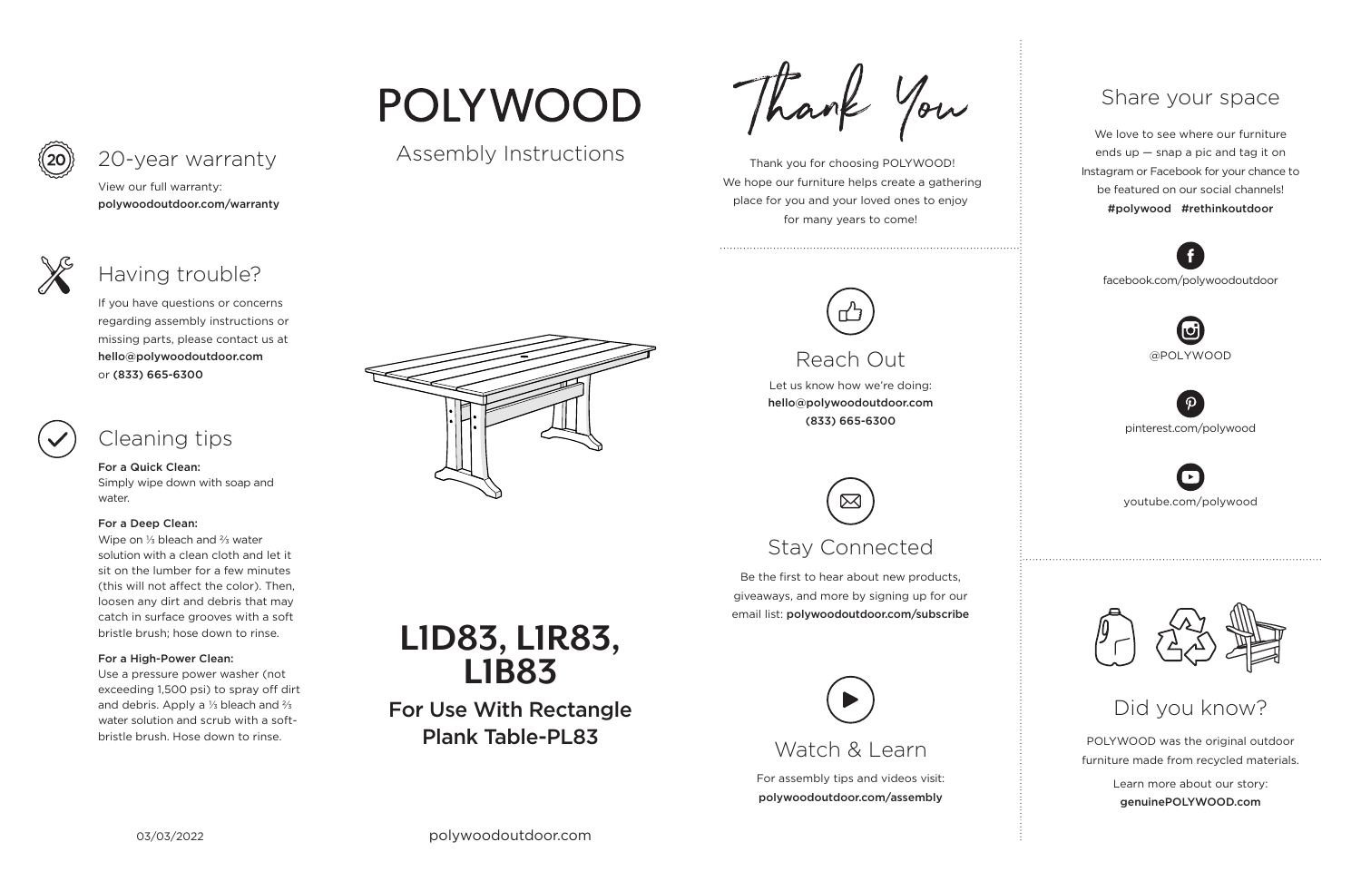## 20-year warranty

View our full warranty:
**polywoodoutdoor.com/warranty**

## Having trouble?

If you have questions or concerns regarding assembly instructions or missing parts, please contact us at **hello@polywoodoutdoor.com** or **(833) 665-6300**

## Cleaning tips

**For a Quick Clean:**
Simply wipe down with soap and water.

**For a Deep Clean:**
Wipe on ⅓ bleach and ⅔ water solution with a clean cloth and let it sit on the lumber for a few minutes (this will not affect the color). Then, loosen any dirt and debris that may catch in surface grooves with a soft bristle brush; hose down to rinse.

**For a High-Power Clean:**
Use a pressure power washer (not exceeding 1,500 psi) to spray off dirt and debris. Apply a ⅓ bleach and ⅔ water solution and scrub with a soft-bristle brush. Hose down to rinse.

03/03/2022

# POLYWOOD

Assembly Instructions

# L1D83, L1R83, L1B83

**For Use With Rectangle Plank Table-PL83**

polywoodoutdoor.com

## Thank You

Thank you for choosing POLYWOOD! We hope our furniture helps create a gathering place for you and your loved ones to enjoy for many years to come!

## Reach Out

Let us know how we're doing:
**hello@polywoodoutdoor.com**
**(833) 665-6300**

## Stay Connected

Be the first to hear about new products, giveaways, and more by signing up for our email list: **polywoodoutdoor.com/subscribe**

## Watch & Learn

For assembly tips and videos visit:
**polywoodoutdoor.com/assembly**

## Share your space

We love to see where our furniture ends up — snap a pic and tag it on Instagram or Facebook for your chance to be featured on our social channels!
**#polywood #rethinkoutdoor**

facebook.com/polywoodoutdoor

@POLYWOOD

pinterest.com/polywood

youtube.com/polywood

## Did you know?

POLYWOOD was the original outdoor furniture made from recycled materials.

Learn more about our story:
**genuinePOLYWOOD.com**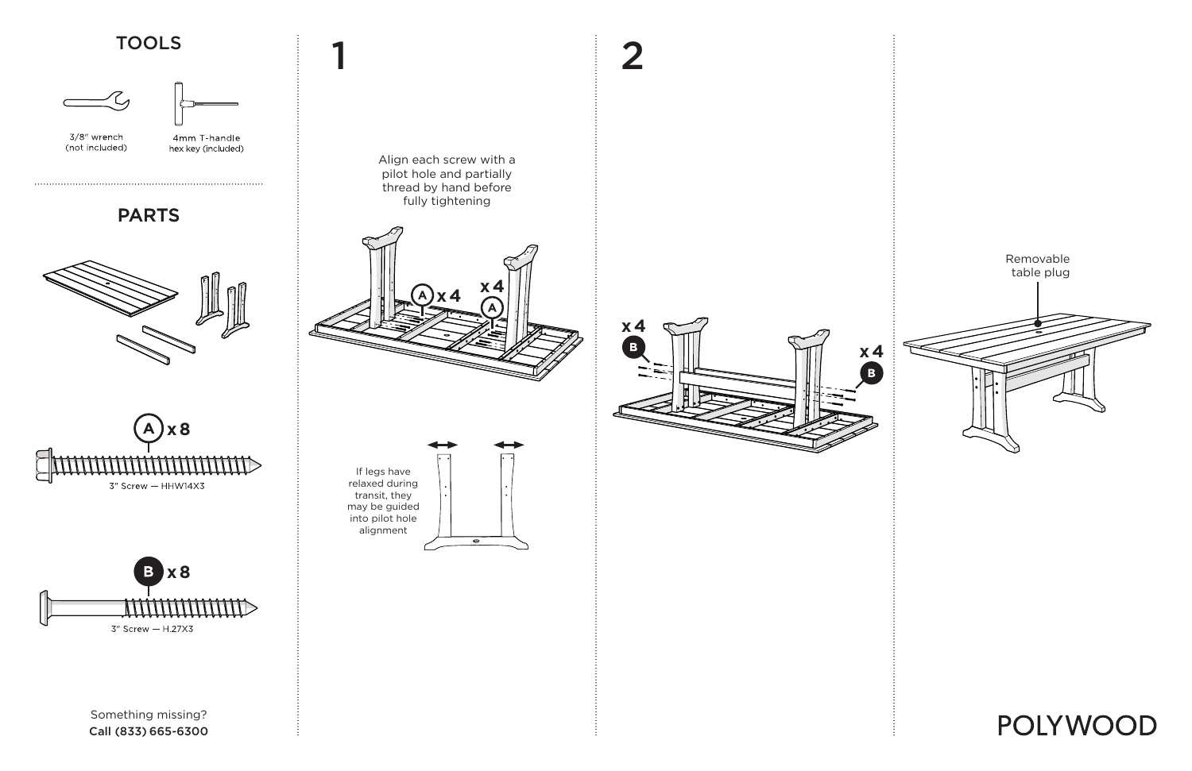## TOOLS

3/8" wrench
(not included)

4mm T-handle
hex key (included)

## PARTS

A x 8

3" Screw — HHW14X3

B x 8

3" Screw — H.27X3

Something missing?
**Call (833) 665-6300**

# 1

Align each screw with a pilot hole and partially thread by hand before fully tightening

A x 4

x 4 A

If legs have relaxed during transit, they may be guided into pilot hole alignment

# 2

x 4 B

x 4 B

Removable table plug

POLYWOOD